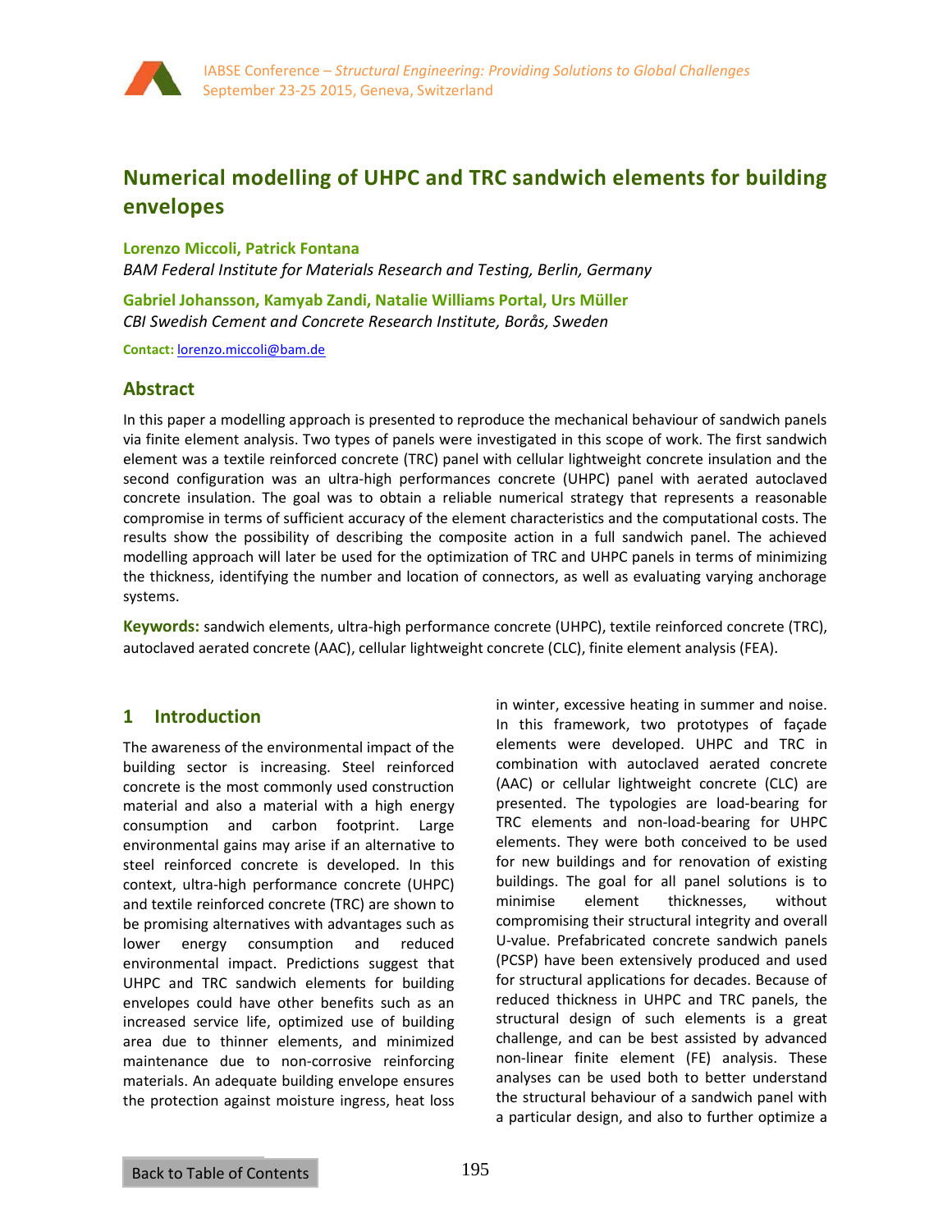# Numerical modelling of UHPC and TRC sandwich elements for building envelopes

**Lorenzo Miccoli, Patrick Fontana**

*BAM Federal Institute for Materials Research and Testing, Berlin, Germany*

**Gabriel Johansson, Kamyab Zandi, Natalie Williams Portal, Urs Müller**

*CBI Swedish Cement and Concrete Research Institute, Borås, Sweden*

**Contact:** lorenzo.miccoli@bam.de

## Abstract

In this paper a modelling approach is presented to reproduce the mechanical behaviour of sandwich panels via finite element analysis. Two types of panels were investigated in this scope of work. The first sandwich element was a textile reinforced concrete (TRC) panel with cellular lightweight concrete insulation and the second configuration was an ultra-high performances concrete (UHPC) panel with aerated autoclaved concrete insulation. The goal was to obtain a reliable numerical strategy that represents a reasonable compromise in terms of sufficient accuracy of the element characteristics and the computational costs. The results show the possibility of describing the composite action in a full sandwich panel. The achieved modelling approach will later be used for the optimization of TRC and UHPC panels in terms of minimizing the thickness, identifying the number and location of connectors, as well as evaluating varying anchorage systems.

**Keywords:** sandwich elements, ultra-high performance concrete (UHPC), textile reinforced concrete (TRC), autoclaved aerated concrete (AAC), cellular lightweight concrete (CLC), finite element analysis (FEA).

## 1 Introduction

The awareness of the environmental impact of the building sector is increasing. Steel reinforced concrete is the most commonly used construction material and also a material with a high energy consumption and carbon footprint. Large environmental gains may arise if an alternative to steel reinforced concrete is developed. In this context, ultra-high performance concrete (UHPC) and textile reinforced concrete (TRC) are shown to be promising alternatives with advantages such as lower energy consumption and reduced environmental impact. Predictions suggest that UHPC and TRC sandwich elements for building envelopes could have other benefits such as an increased service life, optimized use of building area due to thinner elements, and minimized maintenance due to non-corrosive reinforcing materials. An adequate building envelope ensures the protection against moisture ingress, heat loss in winter, excessive heating in summer and noise. In this framework, two prototypes of façade elements were developed. UHPC and TRC in combination with autoclaved aerated concrete (AAC) or cellular lightweight concrete (CLC) are presented. The typologies are load-bearing for TRC elements and non-load-bearing for UHPC elements. They were both conceived to be used for new buildings and for renovation of existing buildings. The goal for all panel solutions is to minimise element thicknesses, without compromising their structural integrity and overall U-value. Prefabricated concrete sandwich panels (PCSP) have been extensively produced and used for structural applications for decades. Because of reduced thickness in UHPC and TRC panels, the structural design of such elements is a great challenge, and can be best assisted by advanced non-linear finite element (FE) analysis. These analyses can be used both to better understand the structural behaviour of a sandwich panel with a particular design, and also to further optimize a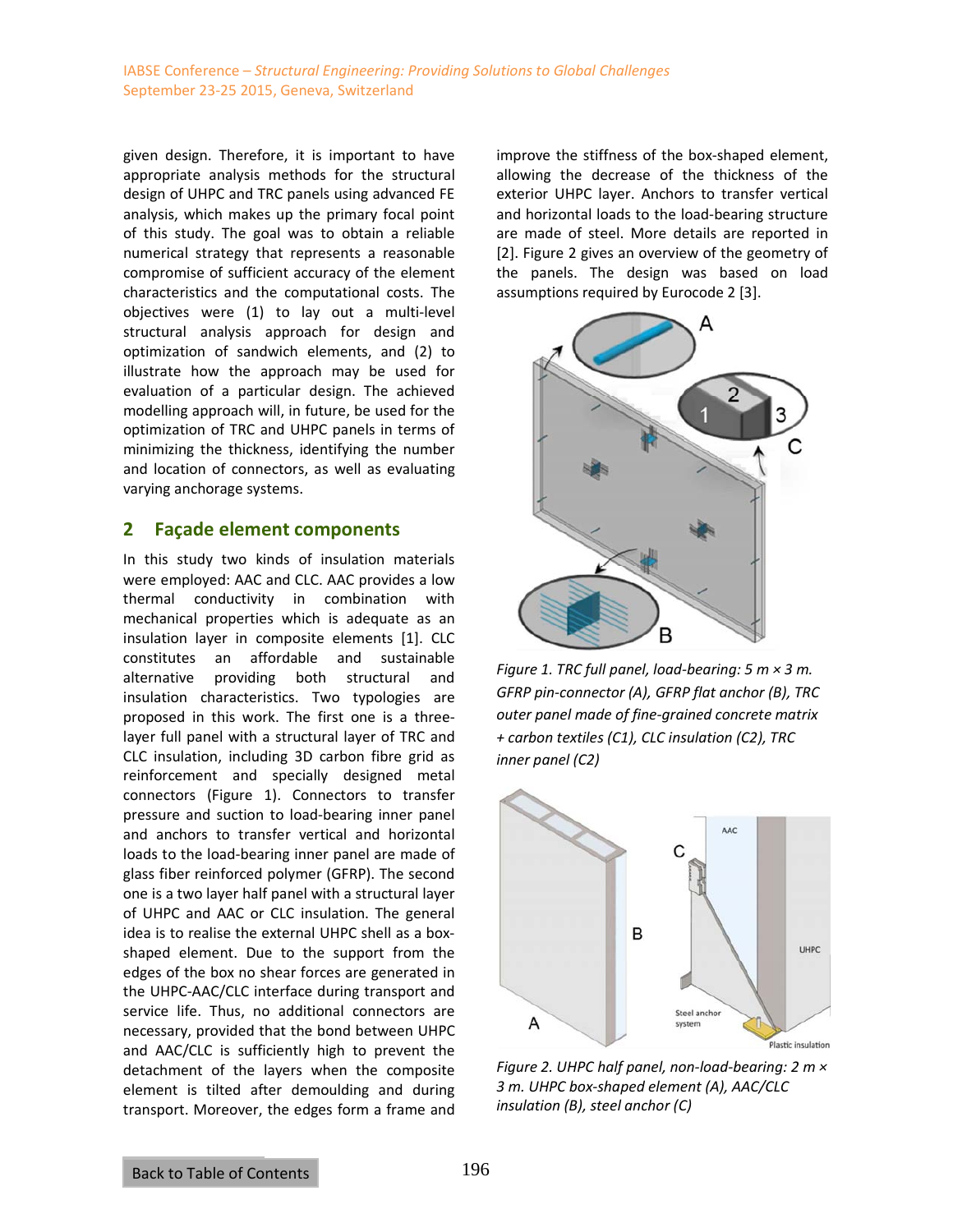given design. Therefore, it is important to have appropriate analysis methods for the structural design of UHPC and TRC panels using advanced FE analysis, which makes up the primary focal point of this study. The goal was to obtain a reliable numerical strategy that represents a reasonable compromise of sufficient accuracy of the element characteristics and the computational costs. The objectives were (1) to lay out a multi-level structural analysis approach for design and optimization of sandwich elements, and (2) to illustrate how the approach may be used for evaluation of a particular design. The achieved modelling approach will, in future, be used for the optimization of TRC and UHPC panels in terms of minimizing the thickness, identifying the number and location of connectors, as well as evaluating varying anchorage systems.

## 2 Façade element components

In this study two kinds of insulation materials were employed: AAC and CLC. AAC provides a low thermal conductivity in combination with mechanical properties which is adequate as an insulation layer in composite elements [1]. CLC constitutes an affordable and sustainable alternative providing both structural and insulation characteristics. Two typologies are proposed in this work. The first one is a three-layer full panel with a structural layer of TRC and CLC insulation, including 3D carbon fibre grid as reinforcement and specially designed metal connectors (Figure 1). Connectors to transfer pressure and suction to load-bearing inner panel and anchors to transfer vertical and horizontal loads to the load-bearing inner panel are made of glass fiber reinforced polymer (GFRP). The second one is a two layer half panel with a structural layer of UHPC and AAC or CLC insulation. The general idea is to realise the external UHPC shell as a box-shaped element. Due to the support from the edges of the box no shear forces are generated in the UHPC-AAC/CLC interface during transport and service life. Thus, no additional connectors are necessary, provided that the bond between UHPC and AAC/CLC is sufficiently high to prevent the detachment of the layers when the composite element is tilted after demoulding and during transport. Moreover, the edges form a frame and improve the stiffness of the box-shaped element, allowing the decrease of the thickness of the exterior UHPC layer. Anchors to transfer vertical and horizontal loads to the load-bearing structure are made of steel. More details are reported in [2]. Figure 2 gives an overview of the geometry of the panels. The design was based on load assumptions required by Eurocode 2 [3].

*Figure 1. TRC full panel, load-bearing: 5 m × 3 m. GFRP pin-connector (A), GFRP flat anchor (B), TRC outer panel made of fine-grained concrete matrix + carbon textiles (C1), CLC insulation (C2), TRC inner panel (C2)*

*Figure 2. UHPC half panel, non-load-bearing: 2 m × 3 m. UHPC box-shaped element (A), AAC/CLC insulation (B), steel anchor (C)*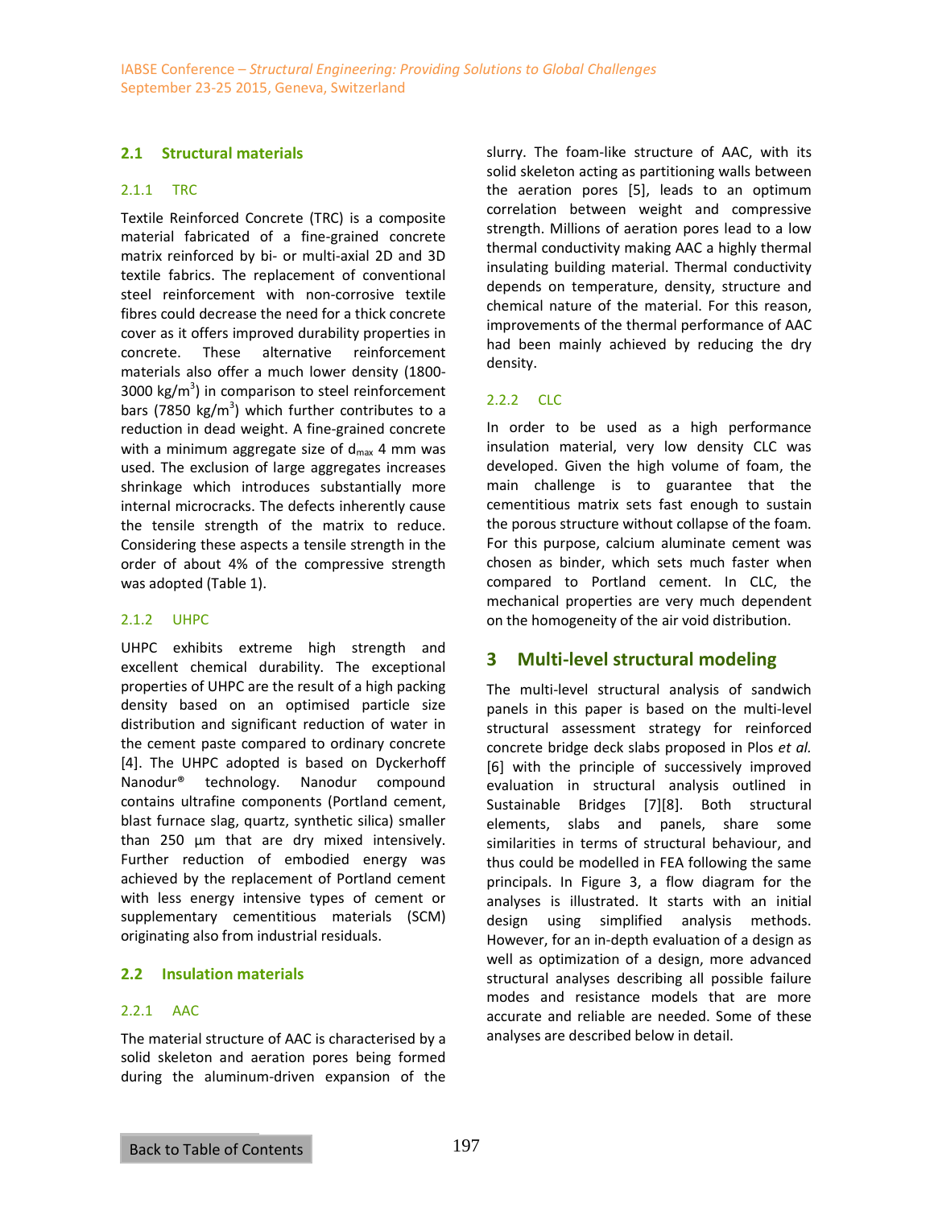## 2.1 Structural materials

### 2.1.1 TRC

Textile Reinforced Concrete (TRC) is a composite material fabricated of a fine-grained concrete matrix reinforced by bi- or multi-axial 2D and 3D textile fabrics. The replacement of conventional steel reinforcement with non-corrosive textile fibres could decrease the need for a thick concrete cover as it offers improved durability properties in concrete. These alternative reinforcement materials also offer a much lower density (1800-3000 kg/m$^3$) in comparison to steel reinforcement bars (7850 kg/m$^3$) which further contributes to a reduction in dead weight. A fine-grained concrete with a minimum aggregate size of $d_{max}$ 4 mm was used. The exclusion of large aggregates increases shrinkage which introduces substantially more internal microcracks. The defects inherently cause the tensile strength of the matrix to reduce. Considering these aspects a tensile strength in the order of about 4% of the compressive strength was adopted (Table 1).

### 2.1.2 UHPC

UHPC exhibits extreme high strength and excellent chemical durability. The exceptional properties of UHPC are the result of a high packing density based on an optimised particle size distribution and significant reduction of water in the cement paste compared to ordinary concrete [4]. The UHPC adopted is based on Dyckerhoff Nanodur® technology. Nanodur compound contains ultrafine components (Portland cement, blast furnace slag, quartz, synthetic silica) smaller than 250 µm that are dry mixed intensively. Further reduction of embodied energy was achieved by the replacement of Portland cement with less energy intensive types of cement or supplementary cementitious materials (SCM) originating also from industrial residuals.

## 2.2 Insulation materials

### 2.2.1 AAC

The material structure of AAC is characterised by a solid skeleton and aeration pores being formed during the aluminum-driven expansion of the slurry. The foam-like structure of AAC, with its solid skeleton acting as partitioning walls between the aeration pores [5], leads to an optimum correlation between weight and compressive strength. Millions of aeration pores lead to a low thermal conductivity making AAC a highly thermal insulating building material. Thermal conductivity depends on temperature, density, structure and chemical nature of the material. For this reason, improvements of the thermal performance of AAC had been mainly achieved by reducing the dry density.

### 2.2.2 CLC

In order to be used as a high performance insulation material, very low density CLC was developed. Given the high volume of foam, the main challenge is to guarantee that the cementitious matrix sets fast enough to sustain the porous structure without collapse of the foam. For this purpose, calcium aluminate cement was chosen as binder, which sets much faster when compared to Portland cement. In CLC, the mechanical properties are very much dependent on the homogeneity of the air void distribution.

# 3 Multi-level structural modeling

The multi-level structural analysis of sandwich panels in this paper is based on the multi-level structural assessment strategy for reinforced concrete bridge deck slabs proposed in Plos *et al.* [6] with the principle of successively improved evaluation in structural analysis outlined in Sustainable Bridges [7][8]. Both structural elements, slabs and panels, share some similarities in terms of structural behaviour, and thus could be modelled in FEA following the same principals. In Figure 3, a flow diagram for the analyses is illustrated. It starts with an initial design using simplified analysis methods. However, for an in-depth evaluation of a design as well as optimization of a design, more advanced structural analyses describing all possible failure modes and resistance models that are more accurate and reliable are needed. Some of these analyses are described below in detail.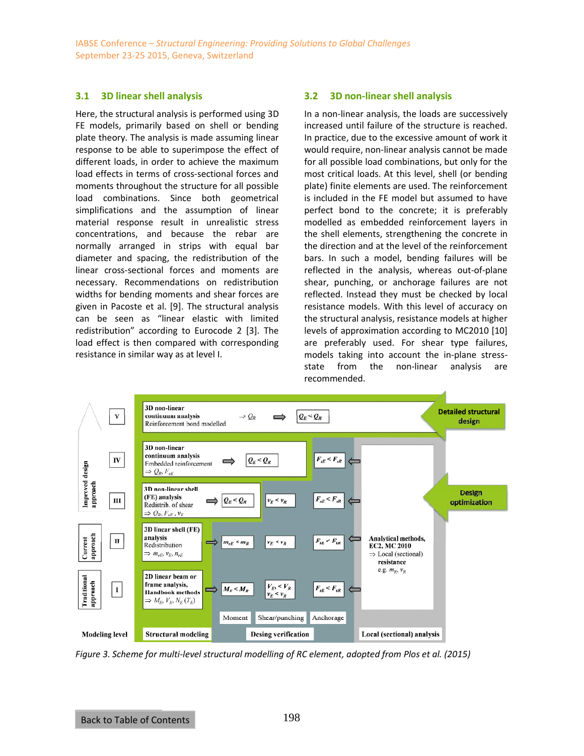### 3.1 3D linear shell analysis

Here, the structural analysis is performed using 3D FE models, primarily based on shell or bending plate theory. The analysis is made assuming linear response to be able to superimpose the effect of different loads, in order to achieve the maximum load effects in terms of cross-sectional forces and moments throughout the structure for all possible load combinations. Since both geometrical simplifications and the assumption of linear material response result in unrealistic stress concentrations, and because the rebar are normally arranged in strips with equal bar diameter and spacing, the redistribution of the linear cross-sectional forces and moments are necessary. Recommendations on redistribution widths for bending moments and shear forces are given in Pacoste et al. [9]. The structural analysis can be seen as "linear elastic with limited redistribution" according to Eurocode 2 [3]. The load effect is then compared with corresponding resistance in similar way as at level I.

### 3.2 3D non-linear shell analysis

In a non-linear analysis, the loads are successively increased until failure of the structure is reached. In practice, due to the excessive amount of work it would require, non-linear analysis cannot be made for all possible load combinations, but only for the most critical loads. At this level, shell (or bending plate) finite elements are used. The reinforcement is included in the FE model but assumed to have perfect bond to the concrete; it is preferably modelled as embedded reinforcement layers in the shell elements, strengthening the concrete in the direction and at the level of the reinforcement bars. In such a model, bending failures will be reflected in the analysis, whereas out-of-plane shear, punching, or anchorage failures are not reflected. Instead they must be checked by local resistance models. With this level of accuracy on the structural analysis, resistance models at higher levels of approximation according to MC2010 [10] are preferably used. For shear type failures, models taking into account the in-plane stress-state from the non-linear analysis are recommended.

| Modeling level | | Structural modeling | | Desing verification: Moment | Shear/punching | Anchorage | Local (sectional) analysis | |
|---|---|---|---|---|---|---|---|---|
| Improved design approach | V | 3D non-linear continuum analysis, Reinforcement bond modelled | $\rightarrow Q_R$ ⇒ $Q_E < Q_R$ | | | | | Detailed structural design |
| Improved design approach | IV | 3D non-linear continuum analysis, Embedded reinforcement $\Rightarrow Q_R, F_{sE}$ | ⇒ $Q_E < Q_R$ | | | $F_{sE} < F_{sR}$ ⇐ | Analytical methods, EC2, MC 2010 $\Rightarrow$ Local (sectional) resistance e.g. $m_R$, $v_R$ | |
| Improved design approach | III | 3D non-linear shell (FE) analysis, Redistrib. of shear $\Rightarrow Q_R, F_{sE}, v_E$ | ⇒ $Q_E < Q_R$ | | $v_E < v_R$ | $F_{sE} < F_{sR}$ ⇐ | | Design optimization |
| Current approach | II | 3D linear shell (FE) analysis, Redistribution $\Rightarrow m_{rE}, v_E, n_{rE}$ | ⇒ | $m_{rE} < m_R$ | $v_E < v_R$ | $F_{sE} < F_{sR}$ ⇐ | | |
| Traditional approach | I | 2D linear beam or frame analysis, Handbook methods $\Rightarrow M_E, V_E, N_E (T_E)$ | ⇒ | $M_E < M_R$ | $V_E < V_R$, $v_E < v_R$ | $F_{sE} < F_{sR}$ ⇐ | | |

*Figure 3. Scheme for multi-level structural modelling of RC element, adopted from Plos et al. (2015)*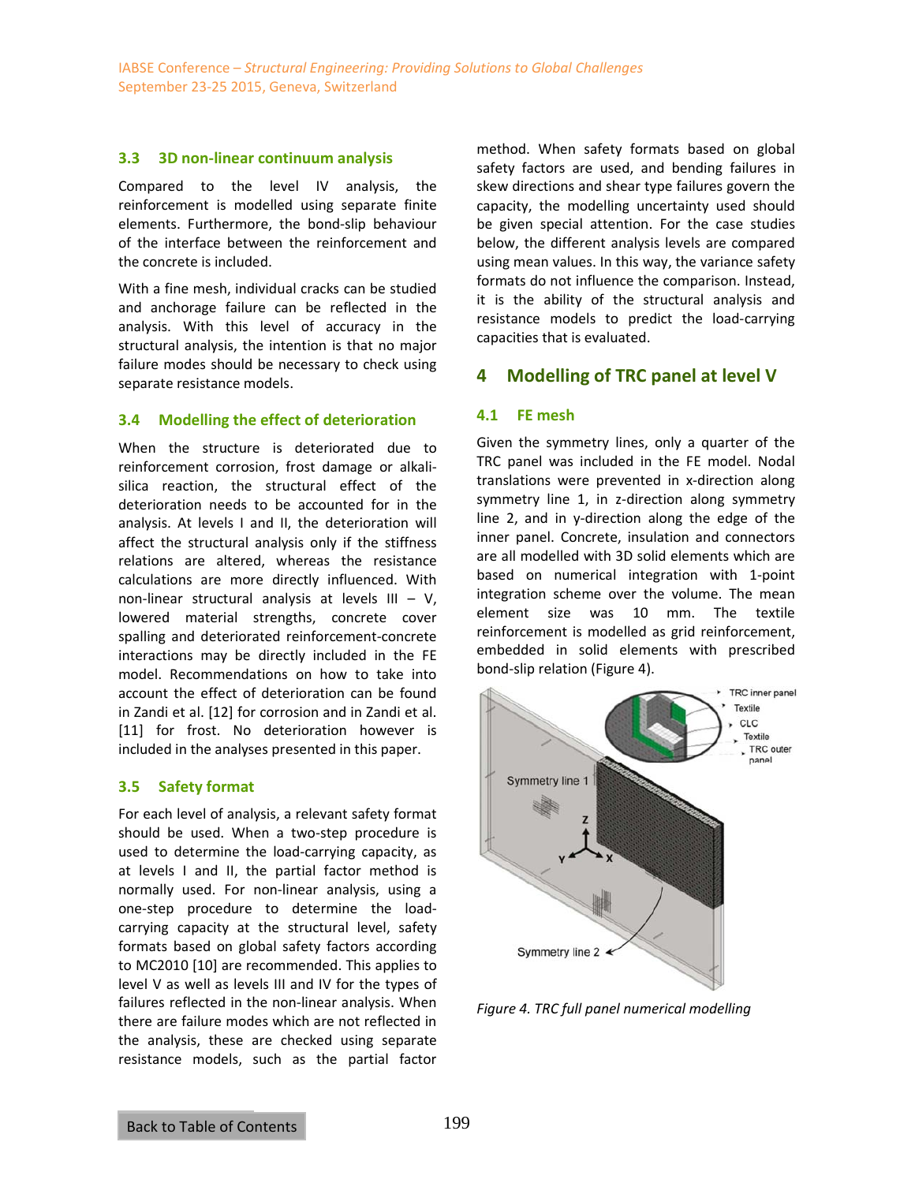### 3.3 3D non-linear continuum analysis

Compared to the level IV analysis, the reinforcement is modelled using separate finite elements. Furthermore, the bond-slip behaviour of the interface between the reinforcement and the concrete is included.

With a fine mesh, individual cracks can be studied and anchorage failure can be reflected in the analysis. With this level of accuracy in the structural analysis, the intention is that no major failure modes should be necessary to check using separate resistance models.

### 3.4 Modelling the effect of deterioration

When the structure is deteriorated due to reinforcement corrosion, frost damage or alkali-silica reaction, the structural effect of the deterioration needs to be accounted for in the analysis. At levels I and II, the deterioration will affect the structural analysis only if the stiffness relations are altered, whereas the resistance calculations are more directly influenced. With non-linear structural analysis at levels III – V, lowered material strengths, concrete cover spalling and deteriorated reinforcement-concrete interactions may be directly included in the FE model. Recommendations on how to take into account the effect of deterioration can be found in Zandi et al. [12] for corrosion and in Zandi et al. [11] for frost. No deterioration however is included in the analyses presented in this paper.

### 3.5 Safety format

For each level of analysis, a relevant safety format should be used. When a two-step procedure is used to determine the load-carrying capacity, as at levels I and II, the partial factor method is normally used. For non-linear analysis, using a one-step procedure to determine the load-carrying capacity at the structural level, safety formats based on global safety factors according to MC2010 [10] are recommended. This applies to level V as well as levels III and IV for the types of failures reflected in the non-linear analysis. When there are failure modes which are not reflected in the analysis, these are checked using separate resistance models, such as the partial factor method. When safety formats based on global safety factors are used, and bending failures in skew directions and shear type failures govern the capacity, the modelling uncertainty used should be given special attention. For the case studies below, the different analysis levels are compared using mean values. In this way, the variance safety formats do not influence the comparison. Instead, it is the ability of the structural analysis and resistance models to predict the load-carrying capacities that is evaluated.

## 4 Modelling of TRC panel at level V

### 4.1 FE mesh

Given the symmetry lines, only a quarter of the TRC panel was included in the FE model. Nodal translations were prevented in x-direction along symmetry line 1, in z-direction along symmetry line 2, and in y-direction along the edge of the inner panel. Concrete, insulation and connectors are all modelled with 3D solid elements which are based on numerical integration with 1-point integration scheme over the volume. The mean element size was 10 mm. The textile reinforcement is modelled as grid reinforcement, embedded in solid elements with prescribed bond-slip relation (Figure 4).

*Figure 4. TRC full panel numerical modelling*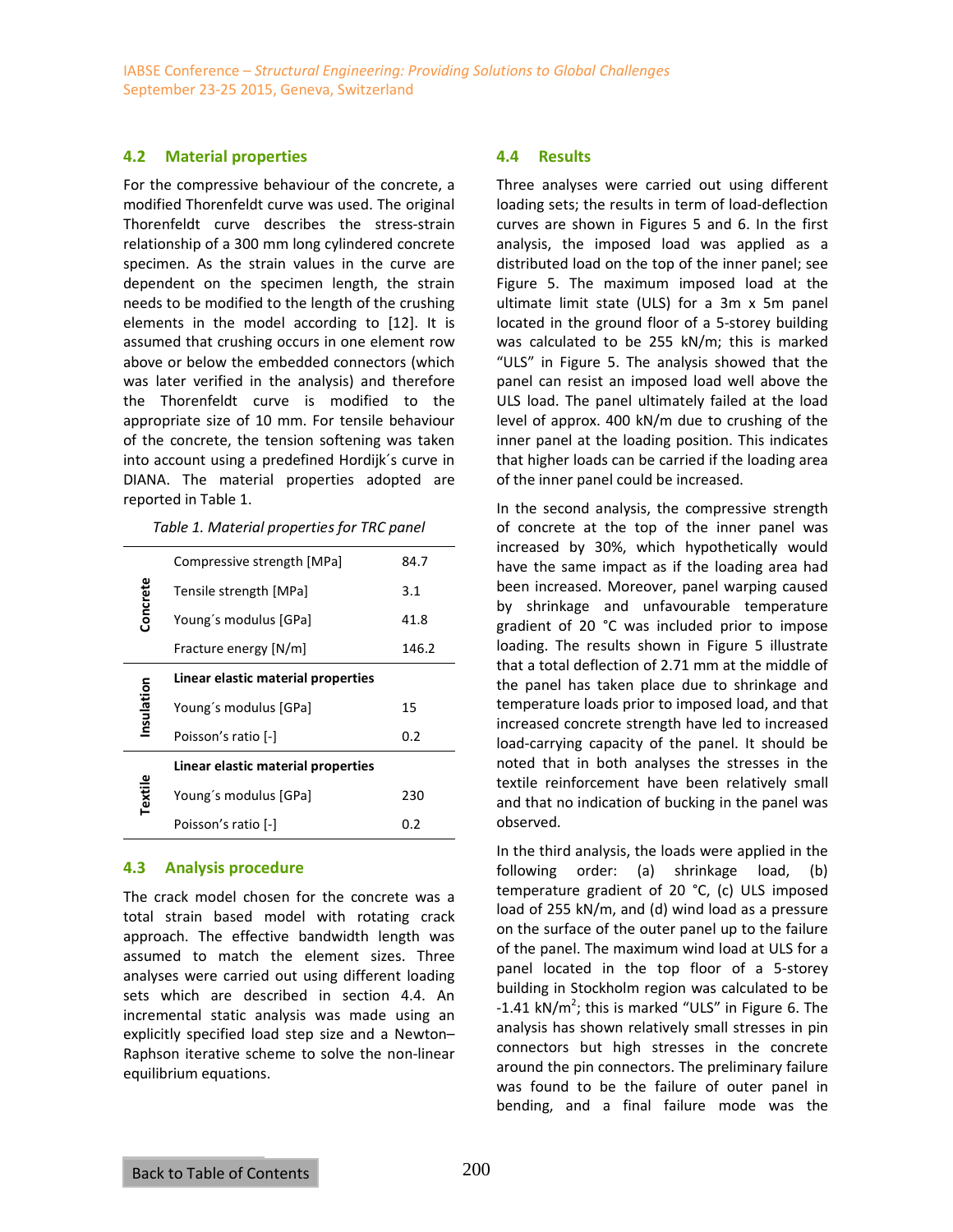### 4.2 Material properties

For the compressive behaviour of the concrete, a modified Thorenfeldt curve was used. The original Thorenfeldt curve describes the stress-strain relationship of a 300 mm long cylindered concrete specimen. As the strain values in the curve are dependent on the specimen length, the strain needs to be modified to the length of the crushing elements in the model according to [12]. It is assumed that crushing occurs in one element row above or below the embedded connectors (which was later verified in the analysis) and therefore the Thorenfeldt curve is modified to the appropriate size of 10 mm. For tensile behaviour of the concrete, the tension softening was taken into account using a predefined Hordijk´s curve in DIANA. The material properties adopted are reported in Table 1.

*Table 1. Material properties for TRC panel*

| | | |
|---|---|---|
| Concrete | Compressive strength [MPa] | 84.7 |
| | Tensile strength [MPa] | 3.1 |
| | Young´s modulus [GPa] | 41.8 |
| | Fracture energy [N/m] | 146.2 |
| Insulation | **Linear elastic material properties** | |
| | Young´s modulus [GPa] | 15 |
| | Poisson's ratio [-] | 0.2 |
| Textile | **Linear elastic material properties** | |
| | Young´s modulus [GPa] | 230 |
| | Poisson's ratio [-] | 0.2 |

### 4.3 Analysis procedure

The crack model chosen for the concrete was a total strain based model with rotating crack approach. The effective bandwidth length was assumed to match the element sizes. Three analyses were carried out using different loading sets which are described in section 4.4. An incremental static analysis was made using an explicitly specified load step size and a Newton–Raphson iterative scheme to solve the non-linear equilibrium equations.

### 4.4 Results

Three analyses were carried out using different loading sets; the results in term of load-deflection curves are shown in Figures 5 and 6. In the first analysis, the imposed load was applied as a distributed load on the top of the inner panel; see Figure 5. The maximum imposed load at the ultimate limit state (ULS) for a 3m x 5m panel located in the ground floor of a 5-storey building was calculated to be 255 kN/m; this is marked "ULS" in Figure 5. The analysis showed that the panel can resist an imposed load well above the ULS load. The panel ultimately failed at the load level of approx. 400 kN/m due to crushing of the inner panel at the loading position. This indicates that higher loads can be carried if the loading area of the inner panel could be increased.

In the second analysis, the compressive strength of concrete at the top of the inner panel was increased by 30%, which hypothetically would have the same impact as if the loading area had been increased. Moreover, panel warping caused by shrinkage and unfavourable temperature gradient of 20 °C was included prior to impose loading. The results shown in Figure 5 illustrate that a total deflection of 2.71 mm at the middle of the panel has taken place due to shrinkage and temperature loads prior to imposed load, and that increased concrete strength have led to increased load-carrying capacity of the panel. It should be noted that in both analyses the stresses in the textile reinforcement have been relatively small and that no indication of bucking in the panel was observed.

In the third analysis, the loads were applied in the following order: (a) shrinkage load, (b) temperature gradient of 20 °C, (c) ULS imposed load of 255 kN/m, and (d) wind load as a pressure on the surface of the outer panel up to the failure of the panel. The maximum wind load at ULS for a panel located in the top floor of a 5-storey building in Stockholm region was calculated to be -1.41 kN/m$^2$; this is marked "ULS" in Figure 6. The analysis has shown relatively small stresses in pin connectors but high stresses in the concrete around the pin connectors. The preliminary failure was found to be the failure of outer panel in bending, and a final failure mode was the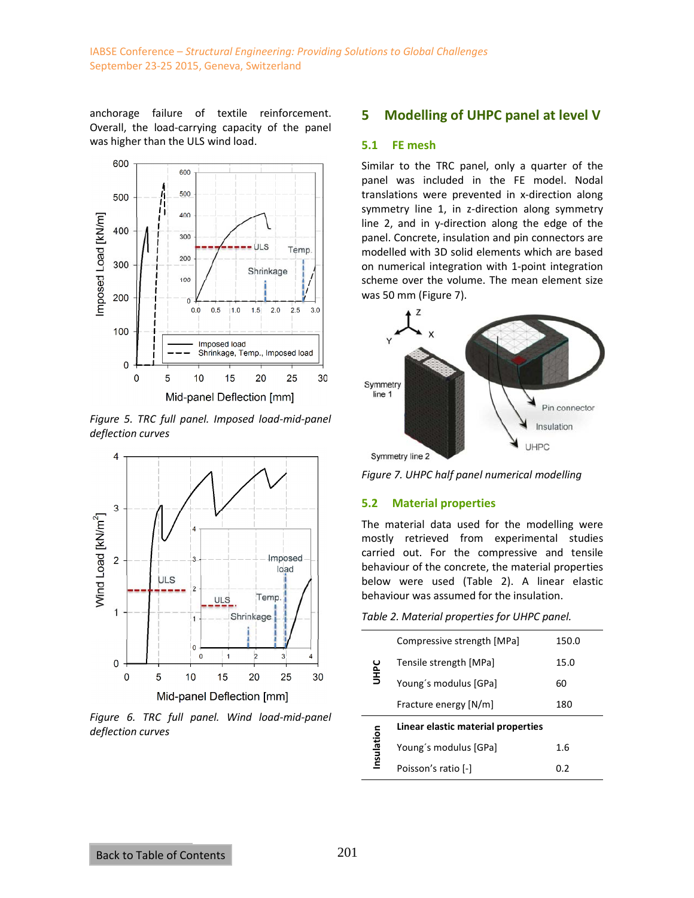anchorage failure of textile reinforcement. Overall, the load-carrying capacity of the panel was higher than the ULS wind load.

*Figure 5. TRC full panel. Imposed load-mid-panel deflection curves*

*Figure 6. TRC full panel. Wind load-mid-panel deflection curves*

## 5 Modelling of UHPC panel at level V

### 5.1 FE mesh

Similar to the TRC panel, only a quarter of the panel was included in the FE model. Nodal translations were prevented in x-direction along symmetry line 1, in z-direction along symmetry line 2, and in y-direction along the edge of the panel. Concrete, insulation and pin connectors are modelled with 3D solid elements which are based on numerical integration with 1-point integration scheme over the volume. The mean element size was 50 mm (Figure 7).

*Figure 7. UHPC half panel numerical modelling*

### 5.2 Material properties

The material data used for the modelling were mostly retrieved from experimental studies carried out. For the compressive and tensile behaviour of the concrete, the material properties below were used (Table 2). A linear elastic behaviour was assumed for the insulation.

*Table 2. Material properties for UHPC panel.*

| | | |
|---|---|---|
| UHPC | Compressive strength [MPa] | 150.0 |
| | Tensile strength [MPa] | 15.0 |
| | Young´s modulus [GPa] | 60 |
| | Fracture energy [N/m] | 180 |
| Insulation | **Linear elastic material properties** | |
| | Young´s modulus [GPa] | 1.6 |
| | Poisson's ratio [-] | 0.2 |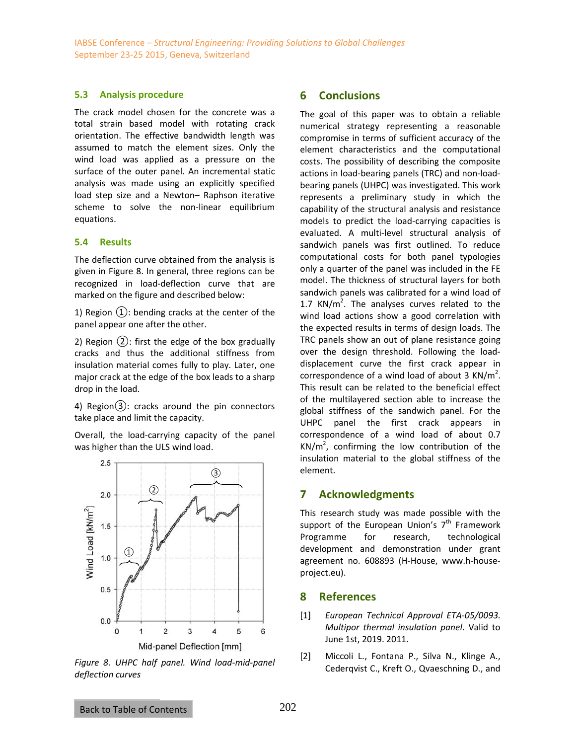### 5.3 Analysis procedure

The crack model chosen for the concrete was a total strain based model with rotating crack orientation. The effective bandwidth length was assumed to match the element sizes. Only the wind load was applied as a pressure on the surface of the outer panel. An incremental static analysis was made using an explicitly specified load step size and a Newton– Raphson iterative scheme to solve the non-linear equilibrium equations.

### 5.4 Results

The deflection curve obtained from the analysis is given in Figure 8. In general, three regions can be recognized in load-deflection curve that are marked on the figure and described below:

1) Region ①: bending cracks at the center of the panel appear one after the other.

2) Region ②: first the edge of the box gradually cracks and thus the additional stiffness from insulation material comes fully to play. Later, one major crack at the edge of the box leads to a sharp drop in the load.

4) Region③: cracks around the pin connectors take place and limit the capacity.

Overall, the load-carrying capacity of the panel was higher than the ULS wind load.

*Figure 8. UHPC half panel. Wind load-mid-panel deflection curves*

## 6 Conclusions

The goal of this paper was to obtain a reliable numerical strategy representing a reasonable compromise in terms of sufficient accuracy of the element characteristics and the computational costs. The possibility of describing the composite actions in load-bearing panels (TRC) and non-load-bearing panels (UHPC) was investigated. This work represents a preliminary study in which the capability of the structural analysis and resistance models to predict the load-carrying capacities is evaluated. A multi-level structural analysis of sandwich panels was first outlined. To reduce computational costs for both panel typologies only a quarter of the panel was included in the FE model. The thickness of structural layers for both sandwich panels was calibrated for a wind load of 1.7 KN/m$^2$. The analyses curves related to the wind load actions show a good correlation with the expected results in terms of design loads. The TRC panels show an out of plane resistance going over the design threshold. Following the load-displacement curve the first crack appear in correspondence of a wind load of about 3 KN/m$^2$. This result can be related to the beneficial effect of the multilayered section able to increase the global stiffness of the sandwich panel. For the UHPC panel the first crack appears in correspondence of a wind load of about 0.7 KN/m$^2$, confirming the low contribution of the insulation material to the global stiffness of the element.

## 7 Acknowledgments

This research study was made possible with the support of the European Union's 7$^{th}$ Framework Programme for research, technological development and demonstration under grant agreement no. 608893 (H-House, www.h-house-project.eu).

## 8 References

[1] *European Technical Approval ETA-05/0093. Multipor thermal insulation panel*. Valid to June 1st, 2019. 2011.

[2] Miccoli L., Fontana P., Silva N., Klinge A., Cederqvist C., Kreft O., Qvaeschning D., and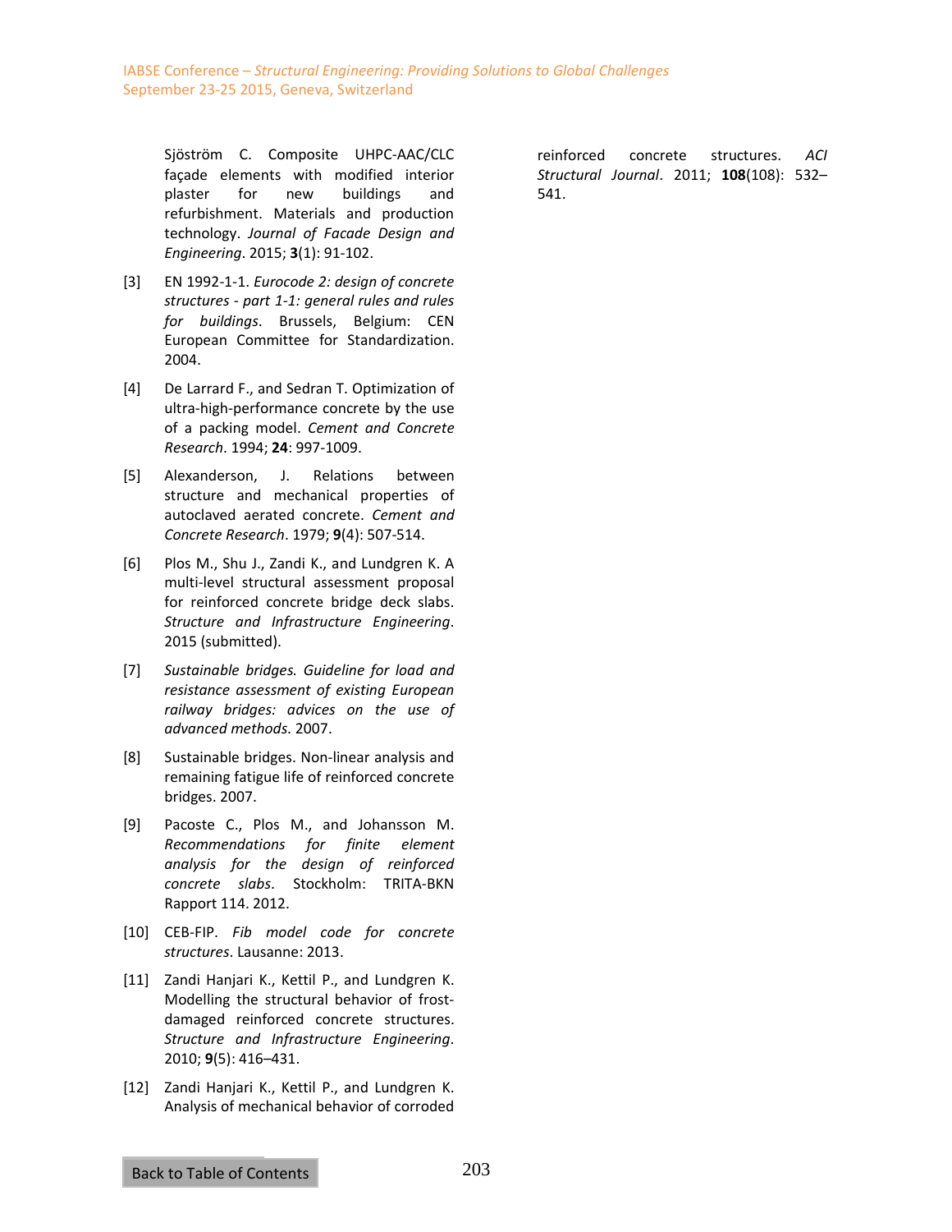Sjöström C. Composite UHPC-AAC/CLC façade elements with modified interior plaster for new buildings and refurbishment. Materials and production technology. *Journal of Facade Design and Engineering*. 2015; **3**(1): 91-102.

[3] EN 1992-1-1. *Eurocode 2: design of concrete structures - part 1-1: general rules and rules for buildings*. Brussels, Belgium: CEN European Committee for Standardization. 2004.

[4] De Larrard F., and Sedran T. Optimization of ultra-high-performance concrete by the use of a packing model. *Cement and Concrete Research*. 1994; **24**: 997-1009.

[5] Alexanderson, J. Relations between structure and mechanical properties of autoclaved aerated concrete. *Cement and Concrete Research*. 1979; **9**(4): 507-514.

[6] Plos M., Shu J., Zandi K., and Lundgren K. A multi-level structural assessment proposal for reinforced concrete bridge deck slabs. *Structure and Infrastructure Engineering*. 2015 (submitted).

[7] *Sustainable bridges. Guideline for load and resistance assessment of existing European railway bridges: advices on the use of advanced methods*. 2007.

[8] Sustainable bridges. Non-linear analysis and remaining fatigue life of reinforced concrete bridges. 2007.

[9] Pacoste C., Plos M., and Johansson M. *Recommendations for finite element analysis for the design of reinforced concrete slabs*. Stockholm: TRITA-BKN Rapport 114. 2012.

[10] CEB-FIP. *Fib model code for concrete structures*. Lausanne: 2013.

[11] Zandi Hanjari K., Kettil P., and Lundgren K. Modelling the structural behavior of frost-damaged reinforced concrete structures. *Structure and Infrastructure Engineering*. 2010; **9**(5): 416–431.

[12] Zandi Hanjari K., Kettil P., and Lundgren K. Analysis of mechanical behavior of corroded reinforced concrete structures. *ACI Structural Journal*. 2011; **108**(108): 532–541.